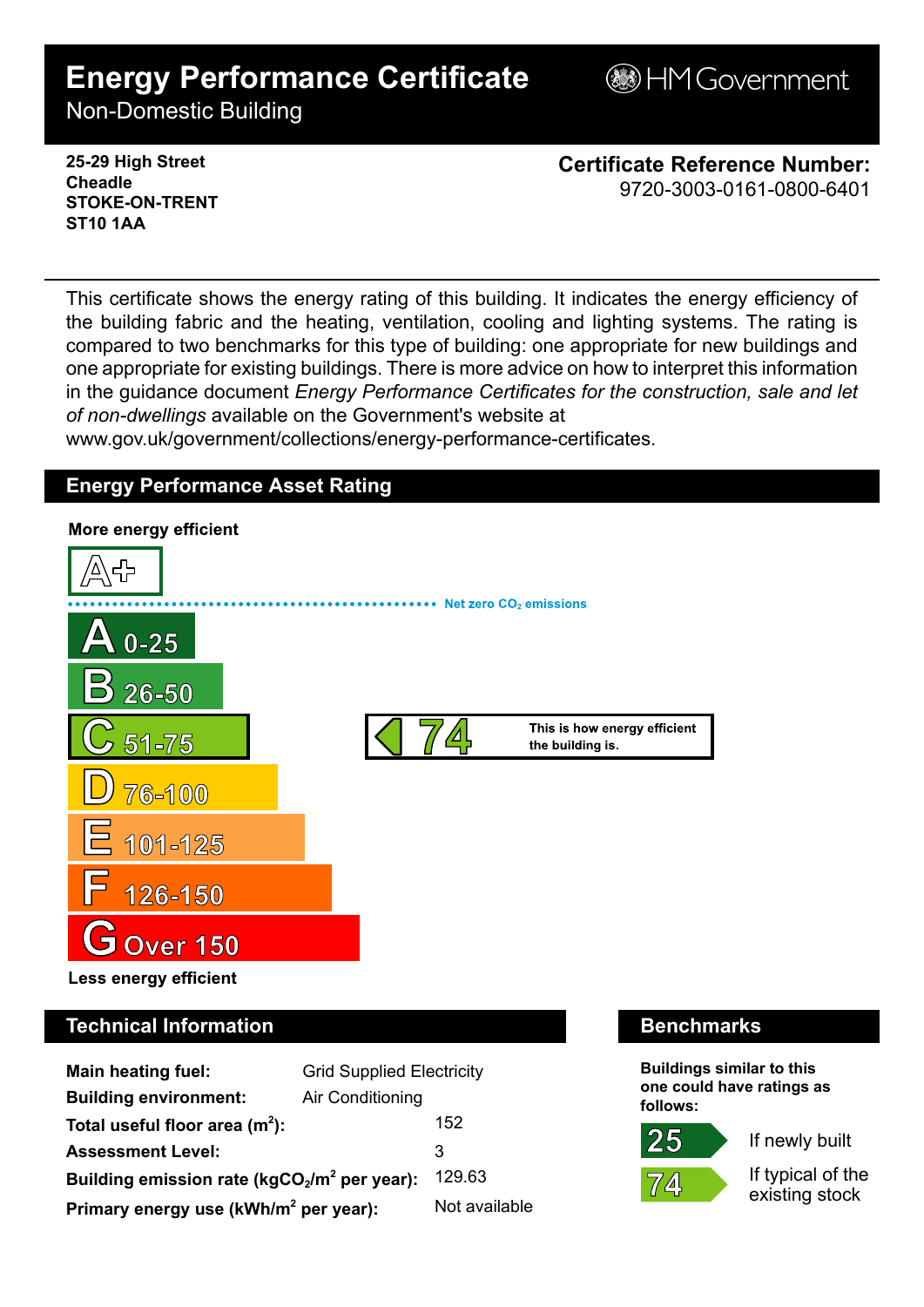# Energy Performance Certificate

Non-Domestic Building

HM Government

**25-29 High Street**
**Cheadle**
**STOKE-ON-TRENT**
**ST10 1AA**

**Certificate Reference Number:**
9720-3003-0161-0800-6401

This certificate shows the energy rating of this building. It indicates the energy efficiency of the building fabric and the heating, ventilation, cooling and lighting systems. The rating is compared to two benchmarks for this type of building: one appropriate for new buildings and one appropriate for existing buildings. There is more advice on how to interpret this information in the guidance document *Energy Performance Certificates for the construction, sale and let of non-dwellings* available on the Government's website at www.gov.uk/government/collections/energy-performance-certificates.

## Energy Performance Asset Rating

**More energy efficient**

- A+
- Net zero $CO_2$ emissions
- A 0-25
- B 26-50
- C 51-75
- D 76-100
- E 101-125
- F 126-150
- G Over 150

**Less energy efficient**

**74** — This is how energy efficient the building is.

## Technical Information

| | |
|---|---|
| **Main heating fuel:** | Grid Supplied Electricity |
| **Building environment:** | Air Conditioning |
| **Total useful floor area ($m^2$):** | 152 |
| **Assessment Level:** | 3 |
| **Building emission rate ($kgCO_2/m^2$ per year):** | 129.63 |
| **Primary energy use ($kWh/m^2$ per year):** | Not available |

## Benchmarks

**Buildings similar to this one could have ratings as follows:**

- **25** — If newly built
- **74** — If typical of the existing stock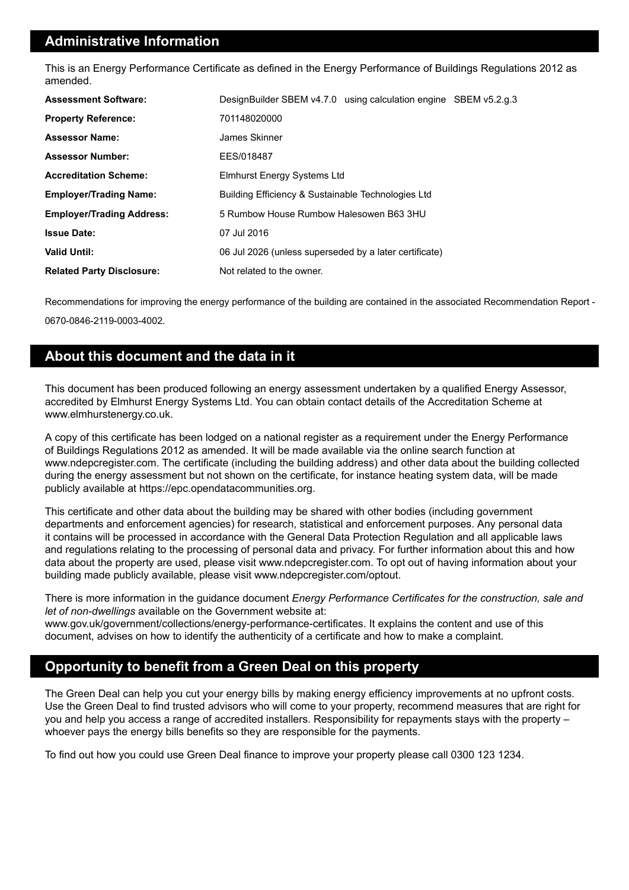## Administrative Information

This is an Energy Performance Certificate as defined in the Energy Performance of Buildings Regulations 2012 as amended.

| | |
|---|---|
| **Assessment Software:** | DesignBuilder SBEM v4.7.0 using calculation engine SBEM v5.2.g.3 |
| **Property Reference:** | 701148020000 |
| **Assessor Name:** | James Skinner |
| **Assessor Number:** | EES/018487 |
| **Accreditation Scheme:** | Elmhurst Energy Systems Ltd |
| **Employer/Trading Name:** | Building Efficiency & Sustainable Technologies Ltd |
| **Employer/Trading Address:** | 5 Rumbow House Rumbow Halesowen B63 3HU |
| **Issue Date:** | 07 Jul 2016 |
| **Valid Until:** | 06 Jul 2026 (unless superseded by a later certificate) |
| **Related Party Disclosure:** | Not related to the owner. |

Recommendations for improving the energy performance of the building are contained in the associated Recommendation Report - 0670-0846-2119-0003-4002.

## About this document and the data in it

This document has been produced following an energy assessment undertaken by a qualified Energy Assessor, accredited by Elmhurst Energy Systems Ltd. You can obtain contact details of the Accreditation Scheme at www.elmhurstenergy.co.uk.

A copy of this certificate has been lodged on a national register as a requirement under the Energy Performance of Buildings Regulations 2012 as amended. It will be made available via the online search function at www.ndepcregister.com. The certificate (including the building address) and other data about the building collected during the energy assessment but not shown on the certificate, for instance heating system data, will be made publicly available at https://epc.opendatacommunities.org.

This certificate and other data about the building may be shared with other bodies (including government departments and enforcement agencies) for research, statistical and enforcement purposes. Any personal data it contains will be processed in accordance with the General Data Protection Regulation and all applicable laws and regulations relating to the processing of personal data and privacy. For further information about this and how data about the property are used, please visit www.ndepcregister.com. To opt out of having information about your building made publicly available, please visit www.ndepcregister.com/optout.

There is more information in the guidance document *Energy Performance Certificates for the construction, sale and let of non-dwellings* available on the Government website at:
www.gov.uk/government/collections/energy-performance-certificates. It explains the content and use of this document, advises on how to identify the authenticity of a certificate and how to make a complaint.

## Opportunity to benefit from a Green Deal on this property

The Green Deal can help you cut your energy bills by making energy efficiency improvements at no upfront costs. Use the Green Deal to find trusted advisors who will come to your property, recommend measures that are right for you and help you access a range of accredited installers. Responsibility for repayments stays with the property – whoever pays the energy bills benefits so they are responsible for the payments.

To find out how you could use Green Deal finance to improve your property please call 0300 123 1234.